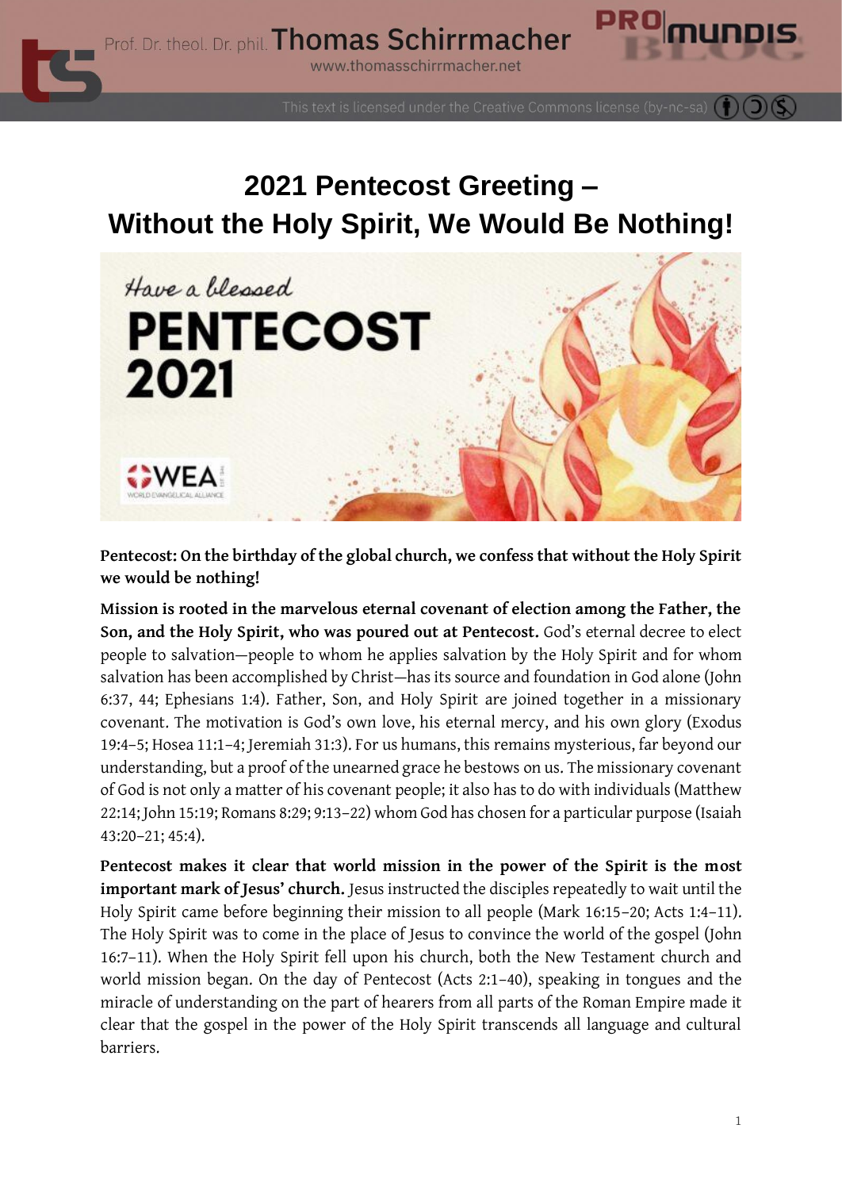# 2021 Pentecost Greeting – Without the Holy Spirit, We Would Be Nothing!

**Pentecost: On the birthday of the global church, we confess that without the Holy Spirit we would be nothing!**

**Mission is rooted in the marvelous eternal covenant of election among the Father, the Son, and the Holy Spirit, who was poured out at Pentecost.** God's eternal decree to elect people to salvation—people to whom he applies salvation by the Holy Spirit and for whom salvation has been accomplished by Christ—has its source and foundation in God alone (John 6:37, 44; Ephesians 1:4). Father, Son, and Holy Spirit are joined together in a missionary covenant. The motivation is God's own love, his eternal mercy, and his own glory (Exodus 19:4–5; Hosea 11:1–4; Jeremiah 31:3). For us humans, this remains mysterious, far beyond our understanding, but a proof of the unearned grace he bestows on us. The missionary covenant of God is not only a matter of his covenant people; it also has to do with individuals (Matthew 22:14; John 15:19; Romans 8:29; 9:13–22) whom God has chosen for a particular purpose (Isaiah 43:20–21; 45:4).

**Pentecost makes it clear that world mission in the power of the Spirit is the most important mark of Jesus' church.** Jesus instructed the disciples repeatedly to wait until the Holy Spirit came before beginning their mission to all people (Mark 16:15–20; Acts 1:4–11). The Holy Spirit was to come in the place of Jesus to convince the world of the gospel (John 16:7–11). When the Holy Spirit fell upon his church, both the New Testament church and world mission began. On the day of Pentecost (Acts 2:1–40), speaking in tongues and the miracle of understanding on the part of hearers from all parts of the Roman Empire made it clear that the gospel in the power of the Holy Spirit transcends all language and cultural barriers.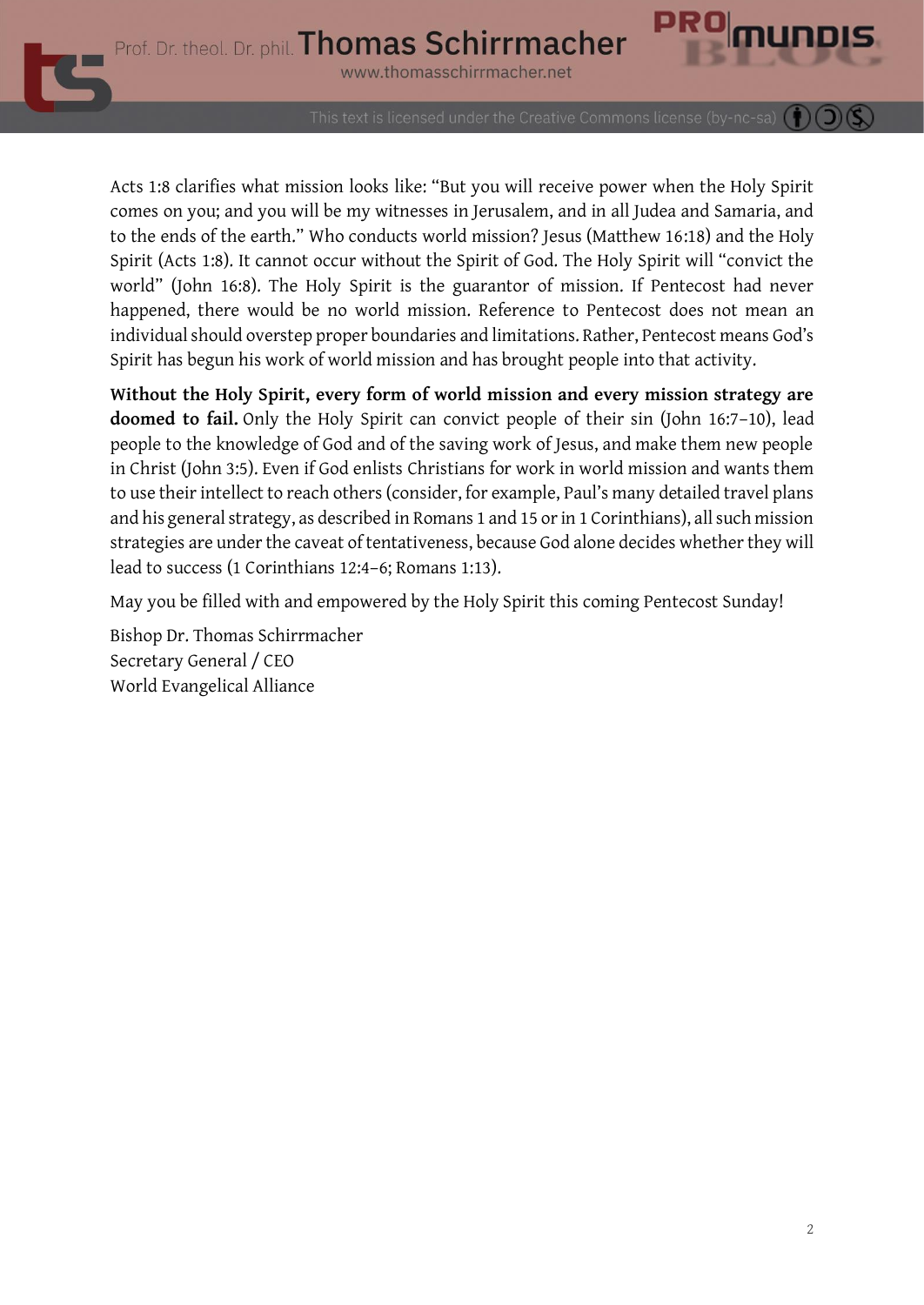Acts 1:8 clarifies what mission looks like: "But you will receive power when the Holy Spirit comes on you; and you will be my witnesses in Jerusalem, and in all Judea and Samaria, and to the ends of the earth." Who conducts world mission? Jesus (Matthew 16:18) and the Holy Spirit (Acts 1:8). It cannot occur without the Spirit of God. The Holy Spirit will "convict the world" (John 16:8). The Holy Spirit is the guarantor of mission. If Pentecost had never happened, there would be no world mission. Reference to Pentecost does not mean an individual should overstep proper boundaries and limitations. Rather, Pentecost means God's Spirit has begun his work of world mission and has brought people into that activity.

**Without the Holy Spirit, every form of world mission and every mission strategy are doomed to fail.** Only the Holy Spirit can convict people of their sin (John 16:7–10), lead people to the knowledge of God and of the saving work of Jesus, and make them new people in Christ (John 3:5). Even if God enlists Christians for work in world mission and wants them to use their intellect to reach others (consider, for example, Paul's many detailed travel plans and his general strategy, as described in Romans 1 and 15 or in 1 Corinthians), all such mission strategies are under the caveat of tentativeness, because God alone decides whether they will lead to success (1 Corinthians 12:4–6; Romans 1:13).

May you be filled with and empowered by the Holy Spirit this coming Pentecost Sunday!

Bishop Dr. Thomas Schirrmacher
Secretary General / CEO
World Evangelical Alliance